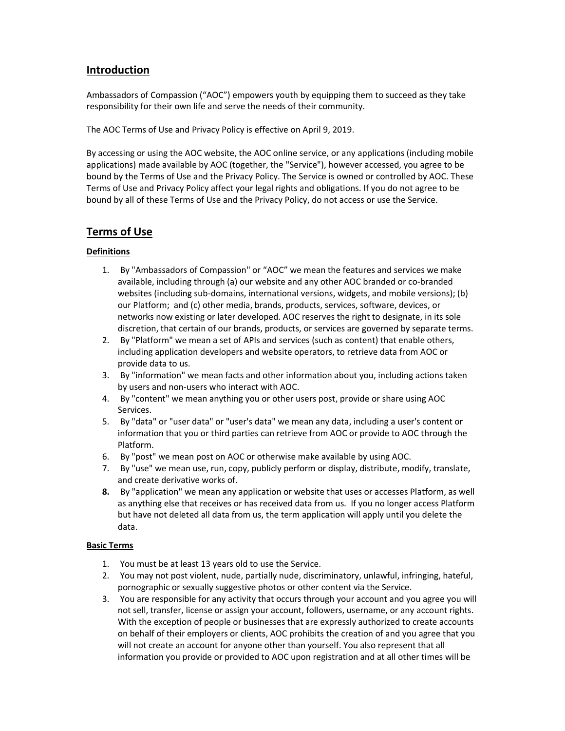## Introduction

Ambassadors of Compassion ("AOC") empowers youth by equipping them to succeed as they take responsibility for their own life and serve the needs of their community.

The AOC Terms of Use and Privacy Policy is effective on April 9, 2019.

By accessing or using the AOC website, the AOC online service, or any applications (including mobile applications) made available by AOC (together, the "Service"), however accessed, you agree to be bound by the Terms of Use and the Privacy Policy. The Service is owned or controlled by AOC. These Terms of Use and Privacy Policy affect your legal rights and obligations. If you do not agree to be bound by all of these Terms of Use and the Privacy Policy, do not access or use the Service.

## Terms of Use

### Definitions

1. By "Ambassadors of Compassion" or "AOC" we mean the features and services we make available, including through (a) our website and any other AOC branded or co-branded websites (including sub-domains, international versions, widgets, and mobile versions); (b) our Platform; and (c) other media, brands, products, services, software, devices, or networks now existing or later developed. AOC reserves the right to designate, in its sole discretion, that certain of our brands, products, or services are governed by separate terms.
2. By "Platform" we mean a set of APIs and services (such as content) that enable others, including application developers and website operators, to retrieve data from AOC or provide data to us.
3. By "information" we mean facts and other information about you, including actions taken by users and non-users who interact with AOC.
4. By "content" we mean anything you or other users post, provide or share using AOC Services.
5. By "data" or "user data" or "user's data" we mean any data, including a user's content or information that you or third parties can retrieve from AOC or provide to AOC through the Platform.
6. By "post" we mean post on AOC or otherwise make available by using AOC.
7. By "use" we mean use, run, copy, publicly perform or display, distribute, modify, translate, and create derivative works of.
8. By "application" we mean any application or website that uses or accesses Platform, as well as anything else that receives or has received data from us. If you no longer access Platform but have not deleted all data from us, the term application will apply until you delete the data.

### Basic Terms

1. You must be at least 13 years old to use the Service.
2. You may not post violent, nude, partially nude, discriminatory, unlawful, infringing, hateful, pornographic or sexually suggestive photos or other content via the Service.
3. You are responsible for any activity that occurs through your account and you agree you will not sell, transfer, license or assign your account, followers, username, or any account rights. With the exception of people or businesses that are expressly authorized to create accounts on behalf of their employers or clients, AOC prohibits the creation of and you agree that you will not create an account for anyone other than yourself. You also represent that all information you provide or provided to AOC upon registration and at all other times will be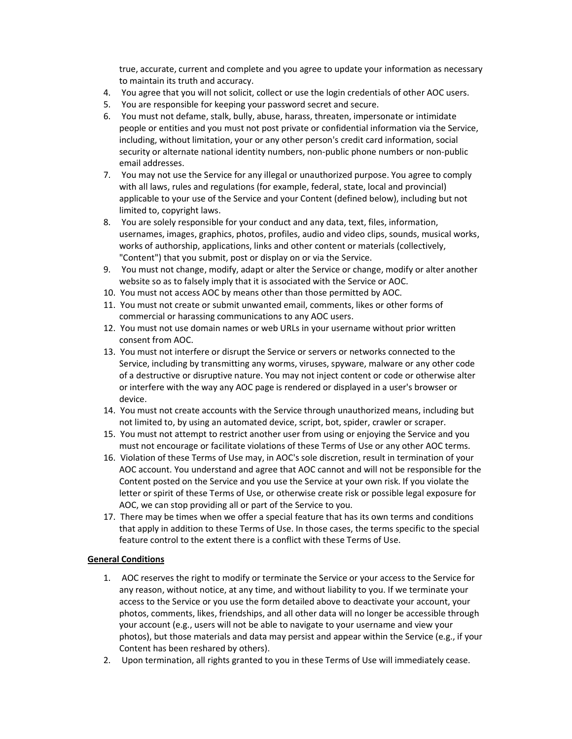true, accurate, current and complete and you agree to update your information as necessary to maintain its truth and accuracy.

4. You agree that you will not solicit, collect or use the login credentials of other AOC users.
5. You are responsible for keeping your password secret and secure.
6. You must not defame, stalk, bully, abuse, harass, threaten, impersonate or intimidate people or entities and you must not post private or confidential information via the Service, including, without limitation, your or any other person's credit card information, social security or alternate national identity numbers, non-public phone numbers or non-public email addresses.
7. You may not use the Service for any illegal or unauthorized purpose. You agree to comply with all laws, rules and regulations (for example, federal, state, local and provincial) applicable to your use of the Service and your Content (defined below), including but not limited to, copyright laws.
8. You are solely responsible for your conduct and any data, text, files, information, usernames, images, graphics, photos, profiles, audio and video clips, sounds, musical works, works of authorship, applications, links and other content or materials (collectively, "Content") that you submit, post or display on or via the Service.
9. You must not change, modify, adapt or alter the Service or change, modify or alter another website so as to falsely imply that it is associated with the Service or AOC.
10. You must not access AOC by means other than those permitted by AOC.
11. You must not create or submit unwanted email, comments, likes or other forms of commercial or harassing communications to any AOC users.
12. You must not use domain names or web URLs in your username without prior written consent from AOC.
13. You must not interfere or disrupt the Service or servers or networks connected to the Service, including by transmitting any worms, viruses, spyware, malware or any other code of a destructive or disruptive nature. You may not inject content or code or otherwise alter or interfere with the way any AOC page is rendered or displayed in a user's browser or device.
14. You must not create accounts with the Service through unauthorized means, including but not limited to, by using an automated device, script, bot, spider, crawler or scraper.
15. You must not attempt to restrict another user from using or enjoying the Service and you must not encourage or facilitate violations of these Terms of Use or any other AOC terms.
16. Violation of these Terms of Use may, in AOC's sole discretion, result in termination of your AOC account. You understand and agree that AOC cannot and will not be responsible for the Content posted on the Service and you use the Service at your own risk. If you violate the letter or spirit of these Terms of Use, or otherwise create risk or possible legal exposure for AOC, we can stop providing all or part of the Service to you.
17. There may be times when we offer a special feature that has its own terms and conditions that apply in addition to these Terms of Use. In those cases, the terms specific to the special feature control to the extent there is a conflict with these Terms of Use.

**General Conditions**

1. AOC reserves the right to modify or terminate the Service or your access to the Service for any reason, without notice, at any time, and without liability to you. If we terminate your access to the Service or you use the form detailed above to deactivate your account, your photos, comments, likes, friendships, and all other data will no longer be accessible through your account (e.g., users will not be able to navigate to your username and view your photos), but those materials and data may persist and appear within the Service (e.g., if your Content has been reshared by others).
2. Upon termination, all rights granted to you in these Terms of Use will immediately cease.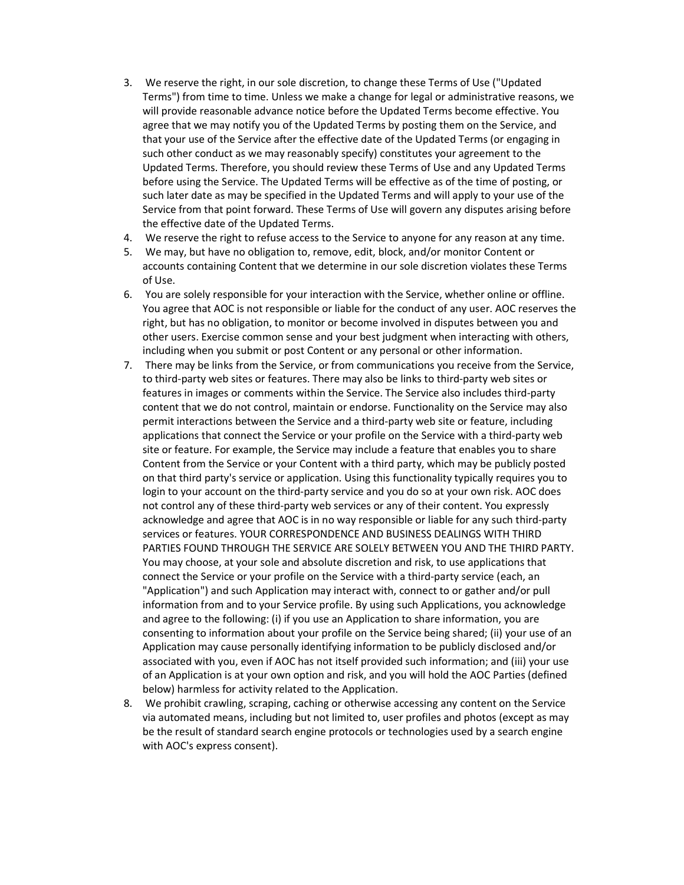3. We reserve the right, in our sole discretion, to change these Terms of Use ("Updated Terms") from time to time. Unless we make a change for legal or administrative reasons, we will provide reasonable advance notice before the Updated Terms become effective. You agree that we may notify you of the Updated Terms by posting them on the Service, and that your use of the Service after the effective date of the Updated Terms (or engaging in such other conduct as we may reasonably specify) constitutes your agreement to the Updated Terms. Therefore, you should review these Terms of Use and any Updated Terms before using the Service. The Updated Terms will be effective as of the time of posting, or such later date as may be specified in the Updated Terms and will apply to your use of the Service from that point forward. These Terms of Use will govern any disputes arising before the effective date of the Updated Terms.
4. We reserve the right to refuse access to the Service to anyone for any reason at any time.
5. We may, but have no obligation to, remove, edit, block, and/or monitor Content or accounts containing Content that we determine in our sole discretion violates these Terms of Use.
6. You are solely responsible for your interaction with the Service, whether online or offline. You agree that AOC is not responsible or liable for the conduct of any user. AOC reserves the right, but has no obligation, to monitor or become involved in disputes between you and other users. Exercise common sense and your best judgment when interacting with others, including when you submit or post Content or any personal or other information.
7. There may be links from the Service, or from communications you receive from the Service, to third-party web sites or features. There may also be links to third-party web sites or features in images or comments within the Service. The Service also includes third-party content that we do not control, maintain or endorse. Functionality on the Service may also permit interactions between the Service and a third-party web site or feature, including applications that connect the Service or your profile on the Service with a third-party web site or feature. For example, the Service may include a feature that enables you to share Content from the Service or your Content with a third party, which may be publicly posted on that third party's service or application. Using this functionality typically requires you to login to your account on the third-party service and you do so at your own risk. AOC does not control any of these third-party web services or any of their content. You expressly acknowledge and agree that AOC is in no way responsible or liable for any such third-party services or features. YOUR CORRESPONDENCE AND BUSINESS DEALINGS WITH THIRD PARTIES FOUND THROUGH THE SERVICE ARE SOLELY BETWEEN YOU AND THE THIRD PARTY. You may choose, at your sole and absolute discretion and risk, to use applications that connect the Service or your profile on the Service with a third-party service (each, an "Application") and such Application may interact with, connect to or gather and/or pull information from and to your Service profile. By using such Applications, you acknowledge and agree to the following: (i) if you use an Application to share information, you are consenting to information about your profile on the Service being shared; (ii) your use of an Application may cause personally identifying information to be publicly disclosed and/or associated with you, even if AOC has not itself provided such information; and (iii) your use of an Application is at your own option and risk, and you will hold the AOC Parties (defined below) harmless for activity related to the Application.
8. We prohibit crawling, scraping, caching or otherwise accessing any content on the Service via automated means, including but not limited to, user profiles and photos (except as may be the result of standard search engine protocols or technologies used by a search engine with AOC's express consent).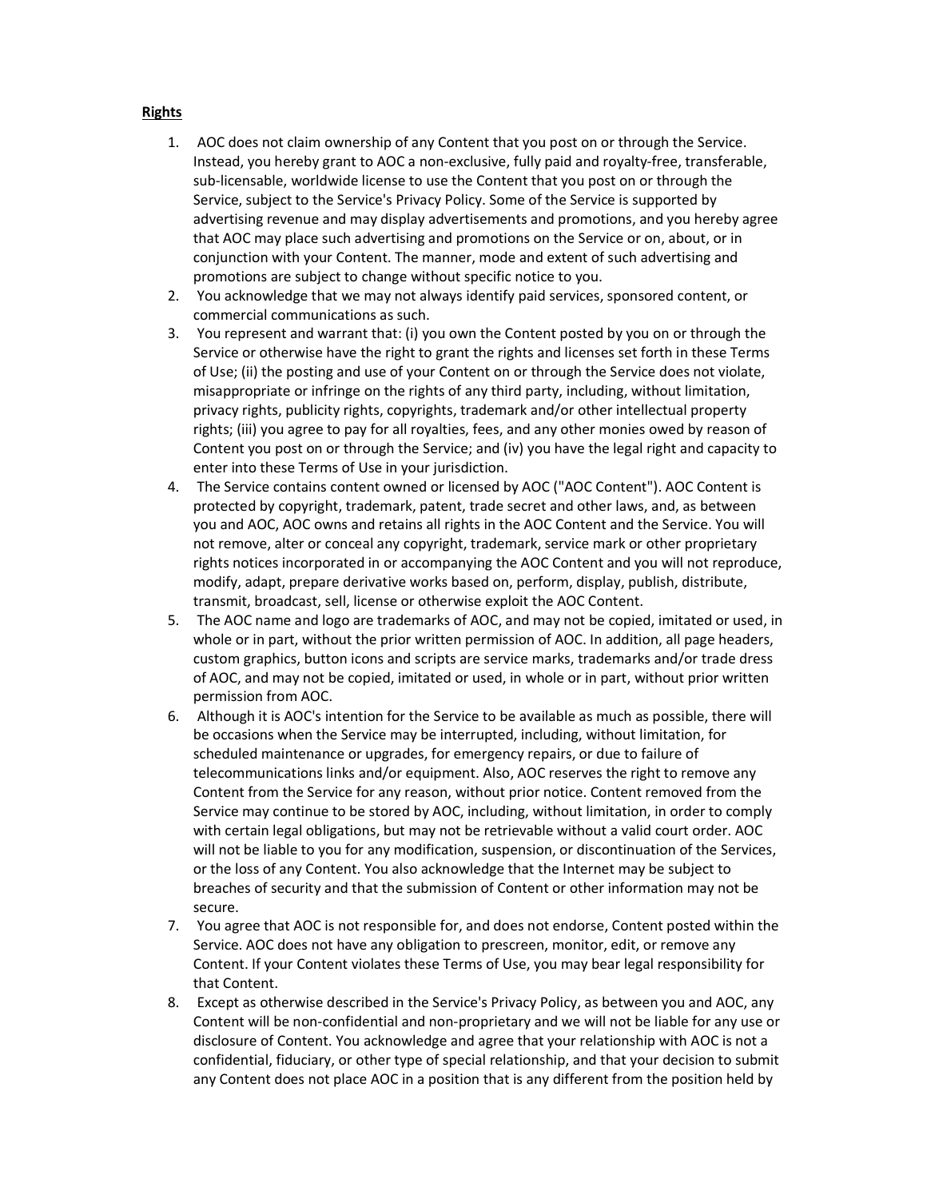**Rights**

1. AOC does not claim ownership of any Content that you post on or through the Service. Instead, you hereby grant to AOC a non-exclusive, fully paid and royalty-free, transferable, sub-licensable, worldwide license to use the Content that you post on or through the Service, subject to the Service's Privacy Policy. Some of the Service is supported by advertising revenue and may display advertisements and promotions, and you hereby agree that AOC may place such advertising and promotions on the Service or on, about, or in conjunction with your Content. The manner, mode and extent of such advertising and promotions are subject to change without specific notice to you.
2. You acknowledge that we may not always identify paid services, sponsored content, or commercial communications as such.
3. You represent and warrant that: (i) you own the Content posted by you on or through the Service or otherwise have the right to grant the rights and licenses set forth in these Terms of Use; (ii) the posting and use of your Content on or through the Service does not violate, misappropriate or infringe on the rights of any third party, including, without limitation, privacy rights, publicity rights, copyrights, trademark and/or other intellectual property rights; (iii) you agree to pay for all royalties, fees, and any other monies owed by reason of Content you post on or through the Service; and (iv) you have the legal right and capacity to enter into these Terms of Use in your jurisdiction.
4. The Service contains content owned or licensed by AOC ("AOC Content"). AOC Content is protected by copyright, trademark, patent, trade secret and other laws, and, as between you and AOC, AOC owns and retains all rights in the AOC Content and the Service. You will not remove, alter or conceal any copyright, trademark, service mark or other proprietary rights notices incorporated in or accompanying the AOC Content and you will not reproduce, modify, adapt, prepare derivative works based on, perform, display, publish, distribute, transmit, broadcast, sell, license or otherwise exploit the AOC Content.
5. The AOC name and logo are trademarks of AOC, and may not be copied, imitated or used, in whole or in part, without the prior written permission of AOC. In addition, all page headers, custom graphics, button icons and scripts are service marks, trademarks and/or trade dress of AOC, and may not be copied, imitated or used, in whole or in part, without prior written permission from AOC.
6. Although it is AOC's intention for the Service to be available as much as possible, there will be occasions when the Service may be interrupted, including, without limitation, for scheduled maintenance or upgrades, for emergency repairs, or due to failure of telecommunications links and/or equipment. Also, AOC reserves the right to remove any Content from the Service for any reason, without prior notice. Content removed from the Service may continue to be stored by AOC, including, without limitation, in order to comply with certain legal obligations, but may not be retrievable without a valid court order. AOC will not be liable to you for any modification, suspension, or discontinuation of the Services, or the loss of any Content. You also acknowledge that the Internet may be subject to breaches of security and that the submission of Content or other information may not be secure.
7. You agree that AOC is not responsible for, and does not endorse, Content posted within the Service. AOC does not have any obligation to prescreen, monitor, edit, or remove any Content. If your Content violates these Terms of Use, you may bear legal responsibility for that Content.
8. Except as otherwise described in the Service's Privacy Policy, as between you and AOC, any Content will be non-confidential and non-proprietary and we will not be liable for any use or disclosure of Content. You acknowledge and agree that your relationship with AOC is not a confidential, fiduciary, or other type of special relationship, and that your decision to submit any Content does not place AOC in a position that is any different from the position held by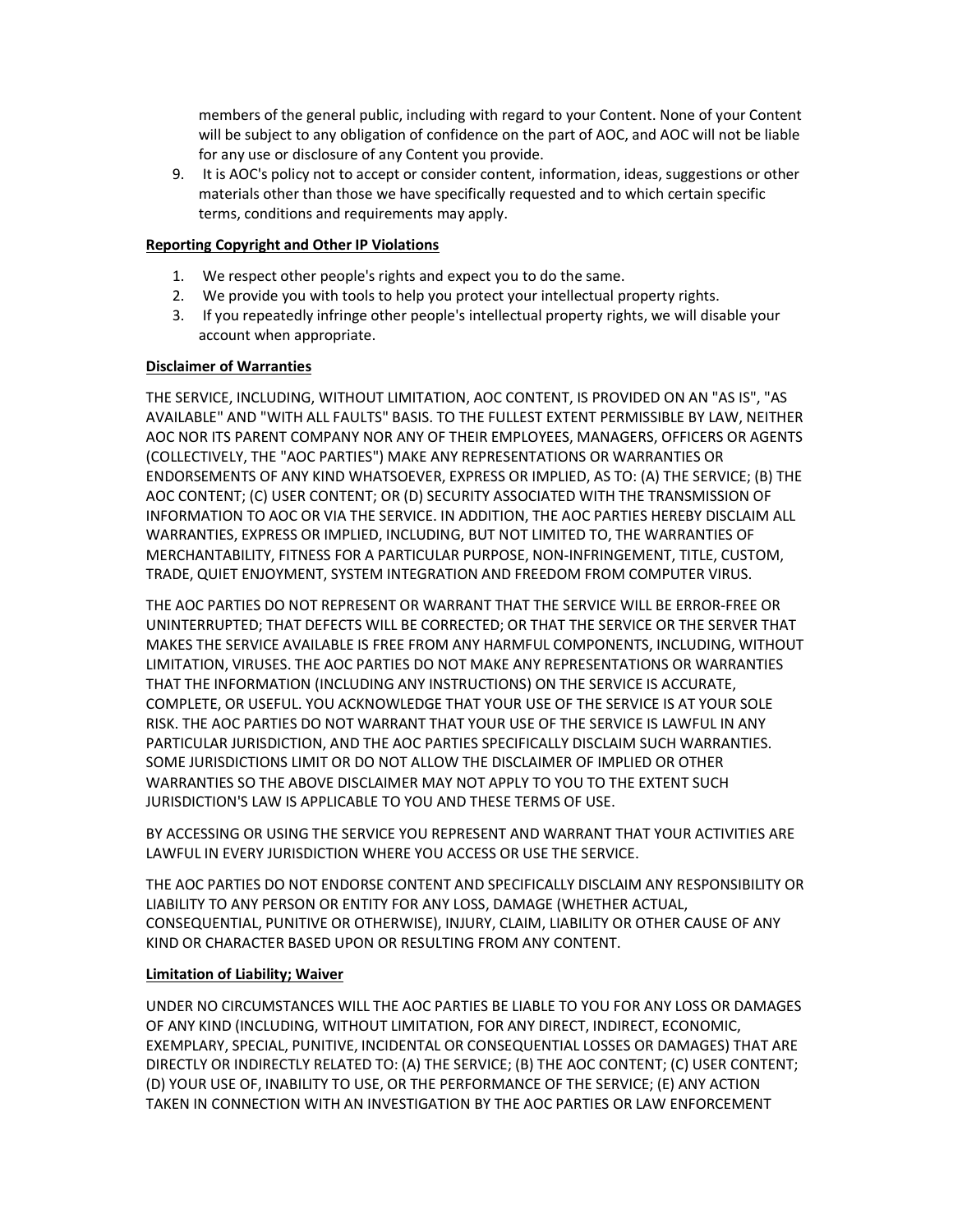members of the general public, including with regard to your Content. None of your Content will be subject to any obligation of confidence on the part of AOC, and AOC will not be liable for any use or disclosure of any Content you provide.

9. It is AOC's policy not to accept or consider content, information, ideas, suggestions or other materials other than those we have specifically requested and to which certain specific terms, conditions and requirements may apply.

**Reporting Copyright and Other IP Violations**

1. We respect other people's rights and expect you to do the same.
2. We provide you with tools to help you protect your intellectual property rights.
3. If you repeatedly infringe other people's intellectual property rights, we will disable your account when appropriate.

**Disclaimer of Warranties**

THE SERVICE, INCLUDING, WITHOUT LIMITATION, AOC CONTENT, IS PROVIDED ON AN "AS IS", "AS AVAILABLE" AND "WITH ALL FAULTS" BASIS. TO THE FULLEST EXTENT PERMISSIBLE BY LAW, NEITHER AOC NOR ITS PARENT COMPANY NOR ANY OF THEIR EMPLOYEES, MANAGERS, OFFICERS OR AGENTS (COLLECTIVELY, THE "AOC PARTIES") MAKE ANY REPRESENTATIONS OR WARRANTIES OR ENDORSEMENTS OF ANY KIND WHATSOEVER, EXPRESS OR IMPLIED, AS TO: (A) THE SERVICE; (B) THE AOC CONTENT; (C) USER CONTENT; OR (D) SECURITY ASSOCIATED WITH THE TRANSMISSION OF INFORMATION TO AOC OR VIA THE SERVICE. IN ADDITION, THE AOC PARTIES HEREBY DISCLAIM ALL WARRANTIES, EXPRESS OR IMPLIED, INCLUDING, BUT NOT LIMITED TO, THE WARRANTIES OF MERCHANTABILITY, FITNESS FOR A PARTICULAR PURPOSE, NON-INFRINGEMENT, TITLE, CUSTOM, TRADE, QUIET ENJOYMENT, SYSTEM INTEGRATION AND FREEDOM FROM COMPUTER VIRUS.

THE AOC PARTIES DO NOT REPRESENT OR WARRANT THAT THE SERVICE WILL BE ERROR-FREE OR UNINTERRUPTED; THAT DEFECTS WILL BE CORRECTED; OR THAT THE SERVICE OR THE SERVER THAT MAKES THE SERVICE AVAILABLE IS FREE FROM ANY HARMFUL COMPONENTS, INCLUDING, WITHOUT LIMITATION, VIRUSES. THE AOC PARTIES DO NOT MAKE ANY REPRESENTATIONS OR WARRANTIES THAT THE INFORMATION (INCLUDING ANY INSTRUCTIONS) ON THE SERVICE IS ACCURATE, COMPLETE, OR USEFUL. YOU ACKNOWLEDGE THAT YOUR USE OF THE SERVICE IS AT YOUR SOLE RISK. THE AOC PARTIES DO NOT WARRANT THAT YOUR USE OF THE SERVICE IS LAWFUL IN ANY PARTICULAR JURISDICTION, AND THE AOC PARTIES SPECIFICALLY DISCLAIM SUCH WARRANTIES. SOME JURISDICTIONS LIMIT OR DO NOT ALLOW THE DISCLAIMER OF IMPLIED OR OTHER WARRANTIES SO THE ABOVE DISCLAIMER MAY NOT APPLY TO YOU TO THE EXTENT SUCH JURISDICTION'S LAW IS APPLICABLE TO YOU AND THESE TERMS OF USE.

BY ACCESSING OR USING THE SERVICE YOU REPRESENT AND WARRANT THAT YOUR ACTIVITIES ARE LAWFUL IN EVERY JURISDICTION WHERE YOU ACCESS OR USE THE SERVICE.

THE AOC PARTIES DO NOT ENDORSE CONTENT AND SPECIFICALLY DISCLAIM ANY RESPONSIBILITY OR LIABILITY TO ANY PERSON OR ENTITY FOR ANY LOSS, DAMAGE (WHETHER ACTUAL, CONSEQUENTIAL, PUNITIVE OR OTHERWISE), INJURY, CLAIM, LIABILITY OR OTHER CAUSE OF ANY KIND OR CHARACTER BASED UPON OR RESULTING FROM ANY CONTENT.

**Limitation of Liability; Waiver**

UNDER NO CIRCUMSTANCES WILL THE AOC PARTIES BE LIABLE TO YOU FOR ANY LOSS OR DAMAGES OF ANY KIND (INCLUDING, WITHOUT LIMITATION, FOR ANY DIRECT, INDIRECT, ECONOMIC, EXEMPLARY, SPECIAL, PUNITIVE, INCIDENTAL OR CONSEQUENTIAL LOSSES OR DAMAGES) THAT ARE DIRECTLY OR INDIRECTLY RELATED TO: (A) THE SERVICE; (B) THE AOC CONTENT; (C) USER CONTENT; (D) YOUR USE OF, INABILITY TO USE, OR THE PERFORMANCE OF THE SERVICE; (E) ANY ACTION TAKEN IN CONNECTION WITH AN INVESTIGATION BY THE AOC PARTIES OR LAW ENFORCEMENT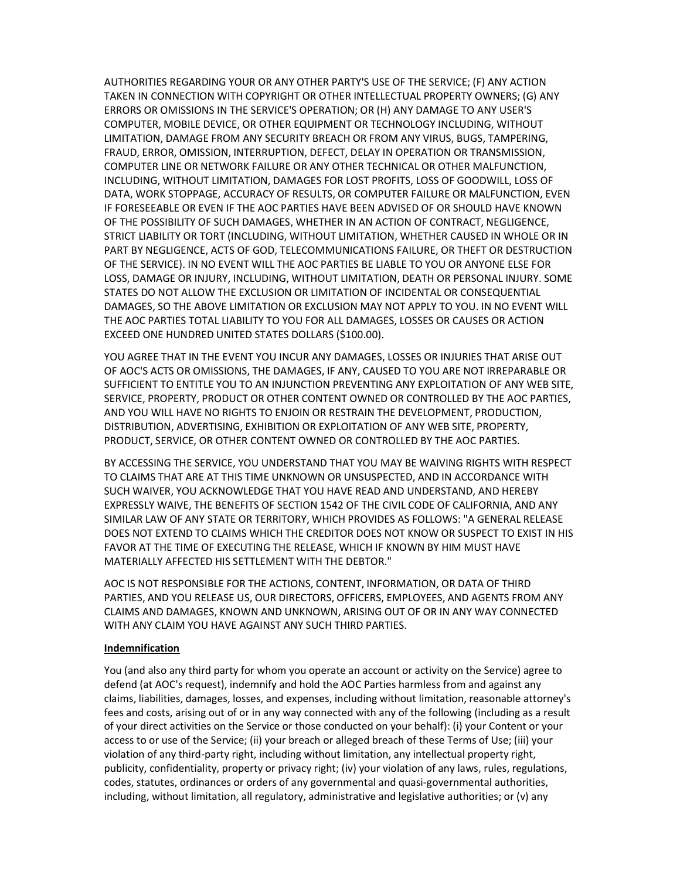AUTHORITIES REGARDING YOUR OR ANY OTHER PARTY'S USE OF THE SERVICE; (F) ANY ACTION TAKEN IN CONNECTION WITH COPYRIGHT OR OTHER INTELLECTUAL PROPERTY OWNERS; (G) ANY ERRORS OR OMISSIONS IN THE SERVICE'S OPERATION; OR (H) ANY DAMAGE TO ANY USER'S COMPUTER, MOBILE DEVICE, OR OTHER EQUIPMENT OR TECHNOLOGY INCLUDING, WITHOUT LIMITATION, DAMAGE FROM ANY SECURITY BREACH OR FROM ANY VIRUS, BUGS, TAMPERING, FRAUD, ERROR, OMISSION, INTERRUPTION, DEFECT, DELAY IN OPERATION OR TRANSMISSION, COMPUTER LINE OR NETWORK FAILURE OR ANY OTHER TECHNICAL OR OTHER MALFUNCTION, INCLUDING, WITHOUT LIMITATION, DAMAGES FOR LOST PROFITS, LOSS OF GOODWILL, LOSS OF DATA, WORK STOPPAGE, ACCURACY OF RESULTS, OR COMPUTER FAILURE OR MALFUNCTION, EVEN IF FORESEEABLE OR EVEN IF THE AOC PARTIES HAVE BEEN ADVISED OF OR SHOULD HAVE KNOWN OF THE POSSIBILITY OF SUCH DAMAGES, WHETHER IN AN ACTION OF CONTRACT, NEGLIGENCE, STRICT LIABILITY OR TORT (INCLUDING, WITHOUT LIMITATION, WHETHER CAUSED IN WHOLE OR IN PART BY NEGLIGENCE, ACTS OF GOD, TELECOMMUNICATIONS FAILURE, OR THEFT OR DESTRUCTION OF THE SERVICE). IN NO EVENT WILL THE AOC PARTIES BE LIABLE TO YOU OR ANYONE ELSE FOR LOSS, DAMAGE OR INJURY, INCLUDING, WITHOUT LIMITATION, DEATH OR PERSONAL INJURY. SOME STATES DO NOT ALLOW THE EXCLUSION OR LIMITATION OF INCIDENTAL OR CONSEQUENTIAL DAMAGES, SO THE ABOVE LIMITATION OR EXCLUSION MAY NOT APPLY TO YOU. IN NO EVENT WILL THE AOC PARTIES TOTAL LIABILITY TO YOU FOR ALL DAMAGES, LOSSES OR CAUSES OR ACTION EXCEED ONE HUNDRED UNITED STATES DOLLARS ($100.00).

YOU AGREE THAT IN THE EVENT YOU INCUR ANY DAMAGES, LOSSES OR INJURIES THAT ARISE OUT OF AOC'S ACTS OR OMISSIONS, THE DAMAGES, IF ANY, CAUSED TO YOU ARE NOT IRREPARABLE OR SUFFICIENT TO ENTITLE YOU TO AN INJUNCTION PREVENTING ANY EXPLOITATION OF ANY WEB SITE, SERVICE, PROPERTY, PRODUCT OR OTHER CONTENT OWNED OR CONTROLLED BY THE AOC PARTIES, AND YOU WILL HAVE NO RIGHTS TO ENJOIN OR RESTRAIN THE DEVELOPMENT, PRODUCTION, DISTRIBUTION, ADVERTISING, EXHIBITION OR EXPLOITATION OF ANY WEB SITE, PROPERTY, PRODUCT, SERVICE, OR OTHER CONTENT OWNED OR CONTROLLED BY THE AOC PARTIES.

BY ACCESSING THE SERVICE, YOU UNDERSTAND THAT YOU MAY BE WAIVING RIGHTS WITH RESPECT TO CLAIMS THAT ARE AT THIS TIME UNKNOWN OR UNSUSPECTED, AND IN ACCORDANCE WITH SUCH WAIVER, YOU ACKNOWLEDGE THAT YOU HAVE READ AND UNDERSTAND, AND HEREBY EXPRESSLY WAIVE, THE BENEFITS OF SECTION 1542 OF THE CIVIL CODE OF CALIFORNIA, AND ANY SIMILAR LAW OF ANY STATE OR TERRITORY, WHICH PROVIDES AS FOLLOWS: "A GENERAL RELEASE DOES NOT EXTEND TO CLAIMS WHICH THE CREDITOR DOES NOT KNOW OR SUSPECT TO EXIST IN HIS FAVOR AT THE TIME OF EXECUTING THE RELEASE, WHICH IF KNOWN BY HIM MUST HAVE MATERIALLY AFFECTED HIS SETTLEMENT WITH THE DEBTOR."

AOC IS NOT RESPONSIBLE FOR THE ACTIONS, CONTENT, INFORMATION, OR DATA OF THIRD PARTIES, AND YOU RELEASE US, OUR DIRECTORS, OFFICERS, EMPLOYEES, AND AGENTS FROM ANY CLAIMS AND DAMAGES, KNOWN AND UNKNOWN, ARISING OUT OF OR IN ANY WAY CONNECTED WITH ANY CLAIM YOU HAVE AGAINST ANY SUCH THIRD PARTIES.

**Indemnification**

You (and also any third party for whom you operate an account or activity on the Service) agree to defend (at AOC's request), indemnify and hold the AOC Parties harmless from and against any claims, liabilities, damages, losses, and expenses, including without limitation, reasonable attorney's fees and costs, arising out of or in any way connected with any of the following (including as a result of your direct activities on the Service or those conducted on your behalf): (i) your Content or your access to or use of the Service; (ii) your breach or alleged breach of these Terms of Use; (iii) your violation of any third-party right, including without limitation, any intellectual property right, publicity, confidentiality, property or privacy right; (iv) your violation of any laws, rules, regulations, codes, statutes, ordinances or orders of any governmental and quasi-governmental authorities, including, without limitation, all regulatory, administrative and legislative authorities; or (v) any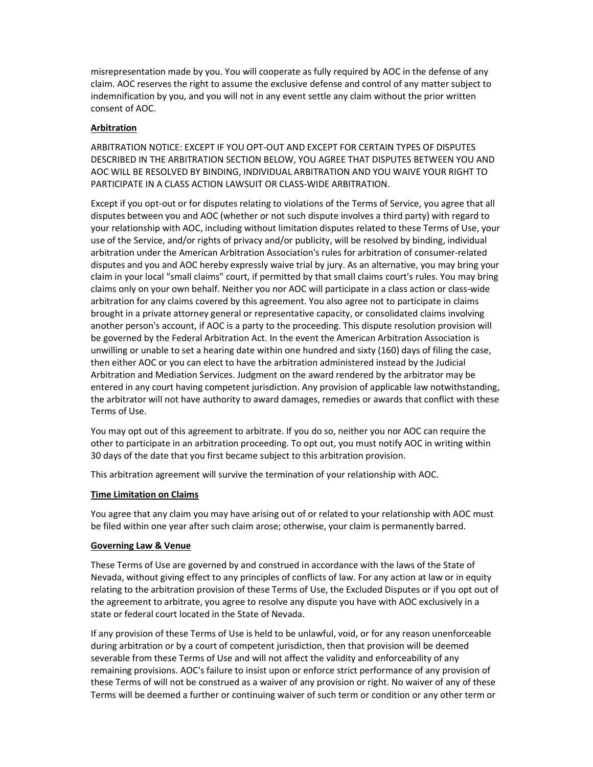misrepresentation made by you. You will cooperate as fully required by AOC in the defense of any claim. AOC reserves the right to assume the exclusive defense and control of any matter subject to indemnification by you, and you will not in any event settle any claim without the prior written consent of AOC.

**Arbitration**

ARBITRATION NOTICE: EXCEPT IF YOU OPT-OUT AND EXCEPT FOR CERTAIN TYPES OF DISPUTES DESCRIBED IN THE ARBITRATION SECTION BELOW, YOU AGREE THAT DISPUTES BETWEEN YOU AND AOC WILL BE RESOLVED BY BINDING, INDIVIDUAL ARBITRATION AND YOU WAIVE YOUR RIGHT TO PARTICIPATE IN A CLASS ACTION LAWSUIT OR CLASS-WIDE ARBITRATION.

Except if you opt-out or for disputes relating to violations of the Terms of Service, you agree that all disputes between you and AOC (whether or not such dispute involves a third party) with regard to your relationship with AOC, including without limitation disputes related to these Terms of Use, your use of the Service, and/or rights of privacy and/or publicity, will be resolved by binding, individual arbitration under the American Arbitration Association's rules for arbitration of consumer-related disputes and you and AOC hereby expressly waive trial by jury. As an alternative, you may bring your claim in your local "small claims" court, if permitted by that small claims court's rules. You may bring claims only on your own behalf. Neither you nor AOC will participate in a class action or class-wide arbitration for any claims covered by this agreement. You also agree not to participate in claims brought in a private attorney general or representative capacity, or consolidated claims involving another person's account, if AOC is a party to the proceeding. This dispute resolution provision will be governed by the Federal Arbitration Act. In the event the American Arbitration Association is unwilling or unable to set a hearing date within one hundred and sixty (160) days of filing the case, then either AOC or you can elect to have the arbitration administered instead by the Judicial Arbitration and Mediation Services. Judgment on the award rendered by the arbitrator may be entered in any court having competent jurisdiction. Any provision of applicable law notwithstanding, the arbitrator will not have authority to award damages, remedies or awards that conflict with these Terms of Use.

You may opt out of this agreement to arbitrate. If you do so, neither you nor AOC can require the other to participate in an arbitration proceeding. To opt out, you must notify AOC in writing within 30 days of the date that you first became subject to this arbitration provision.

This arbitration agreement will survive the termination of your relationship with AOC.

**Time Limitation on Claims**

You agree that any claim you may have arising out of or related to your relationship with AOC must be filed within one year after such claim arose; otherwise, your claim is permanently barred.

**Governing Law & Venue**

These Terms of Use are governed by and construed in accordance with the laws of the State of Nevada, without giving effect to any principles of conflicts of law. For any action at law or in equity relating to the arbitration provision of these Terms of Use, the Excluded Disputes or if you opt out of the agreement to arbitrate, you agree to resolve any dispute you have with AOC exclusively in a state or federal court located in the State of Nevada.

If any provision of these Terms of Use is held to be unlawful, void, or for any reason unenforceable during arbitration or by a court of competent jurisdiction, then that provision will be deemed severable from these Terms of Use and will not affect the validity and enforceability of any remaining provisions. AOC's failure to insist upon or enforce strict performance of any provision of these Terms of will not be construed as a waiver of any provision or right. No waiver of any of these Terms will be deemed a further or continuing waiver of such term or condition or any other term or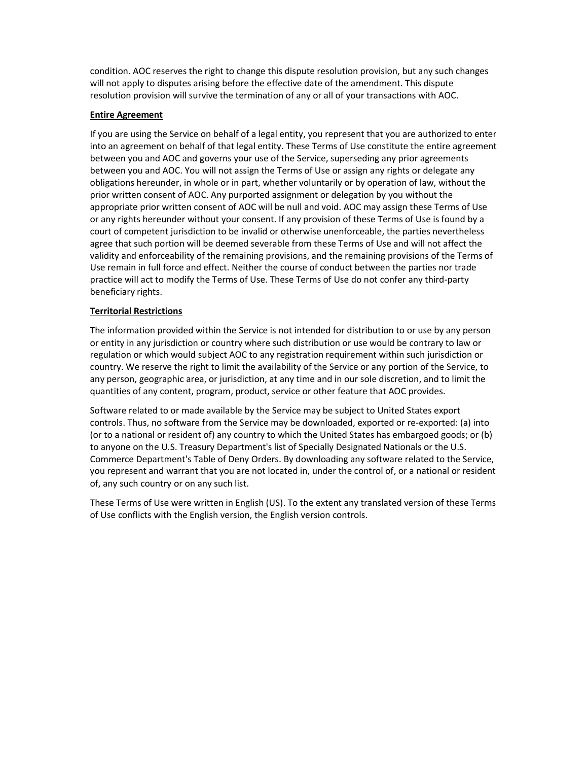condition. AOC reserves the right to change this dispute resolution provision, but any such changes will not apply to disputes arising before the effective date of the amendment. This dispute resolution provision will survive the termination of any or all of your transactions with AOC.

**Entire Agreement**

If you are using the Service on behalf of a legal entity, you represent that you are authorized to enter into an agreement on behalf of that legal entity. These Terms of Use constitute the entire agreement between you and AOC and governs your use of the Service, superseding any prior agreements between you and AOC. You will not assign the Terms of Use or assign any rights or delegate any obligations hereunder, in whole or in part, whether voluntarily or by operation of law, without the prior written consent of AOC. Any purported assignment or delegation by you without the appropriate prior written consent of AOC will be null and void. AOC may assign these Terms of Use or any rights hereunder without your consent. If any provision of these Terms of Use is found by a court of competent jurisdiction to be invalid or otherwise unenforceable, the parties nevertheless agree that such portion will be deemed severable from these Terms of Use and will not affect the validity and enforceability of the remaining provisions, and the remaining provisions of the Terms of Use remain in full force and effect. Neither the course of conduct between the parties nor trade practice will act to modify the Terms of Use. These Terms of Use do not confer any third-party beneficiary rights.

**Territorial Restrictions**

The information provided within the Service is not intended for distribution to or use by any person or entity in any jurisdiction or country where such distribution or use would be contrary to law or regulation or which would subject AOC to any registration requirement within such jurisdiction or country. We reserve the right to limit the availability of the Service or any portion of the Service, to any person, geographic area, or jurisdiction, at any time and in our sole discretion, and to limit the quantities of any content, program, product, service or other feature that AOC provides.

Software related to or made available by the Service may be subject to United States export controls. Thus, no software from the Service may be downloaded, exported or re-exported: (a) into (or to a national or resident of) any country to which the United States has embargoed goods; or (b) to anyone on the U.S. Treasury Department's list of Specially Designated Nationals or the U.S. Commerce Department's Table of Deny Orders. By downloading any software related to the Service, you represent and warrant that you are not located in, under the control of, or a national or resident of, any such country or on any such list.

These Terms of Use were written in English (US). To the extent any translated version of these Terms of Use conflicts with the English version, the English version controls.